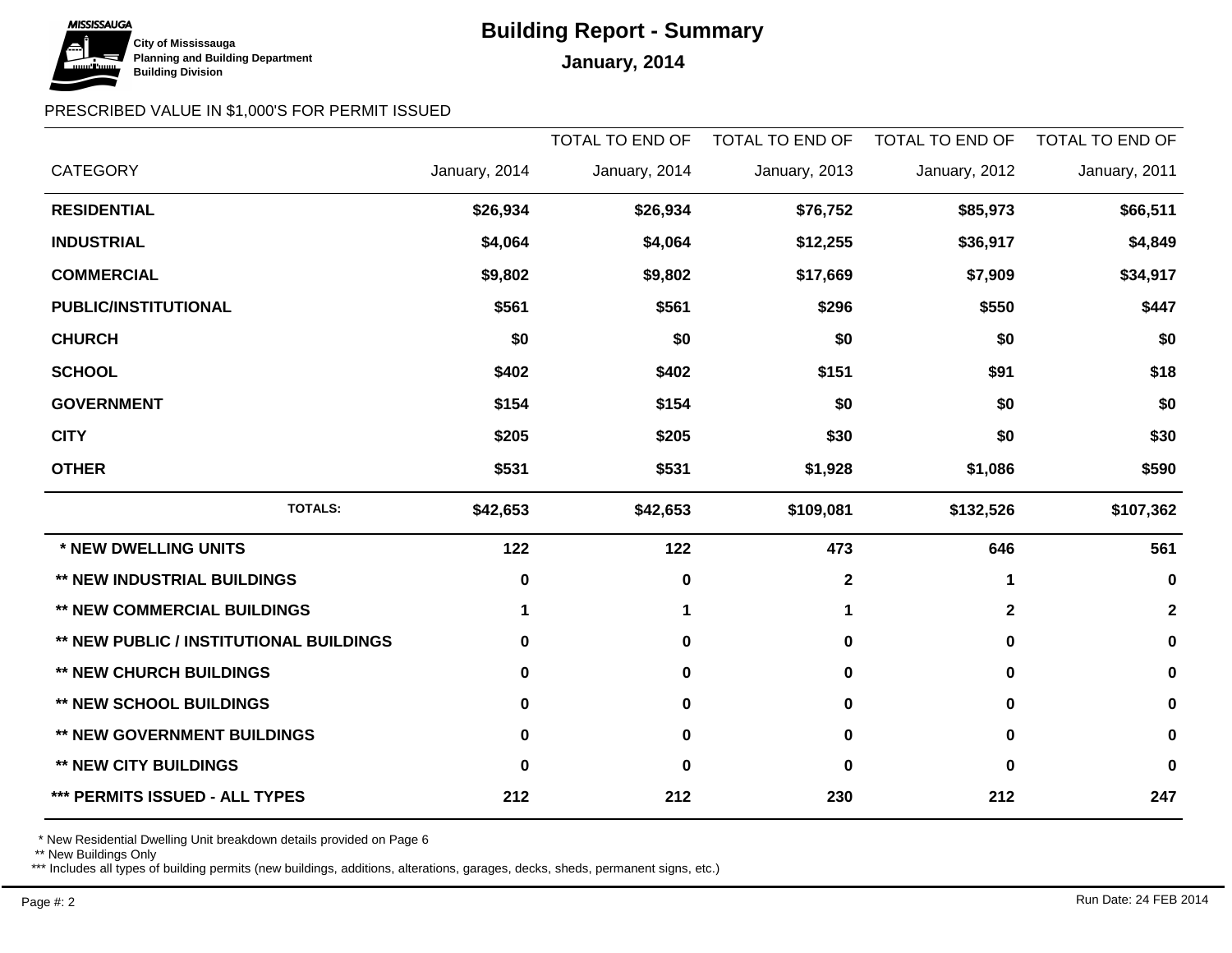MISSISSAUGA

City of Mississauga
Planning and Building Department
Building Division

# Building Report - Summary

## January, 2014

PRESCRIBED VALUE IN $1,000'S FOR PERMIT ISSUED

| CATEGORY | January, 2014 | TOTAL TO END OF January, 2014 | TOTAL TO END OF January, 2013 | TOTAL TO END OF January, 2012 | TOTAL TO END OF January, 2011 |
|---|---|---|---|---|---|
| **RESIDENTIAL** | **$26,934** | **$26,934** | **$76,752** | **$85,973** | **$66,511** |
| **INDUSTRIAL** | **$4,064** | **$4,064** | **$12,255** | **$36,917** | **$4,849** |
| **COMMERCIAL** | **$9,802** | **$9,802** | **$17,669** | **$7,909** | **$34,917** |
| **PUBLIC/INSTITUTIONAL** | **$561** | **$561** | **$296** | **$550** | **$447** |
| **CHURCH** | **$0** | **$0** | **$0** | **$0** | **$0** |
| **SCHOOL** | **$402** | **$402** | **$151** | **$91** | **$18** |
| **GOVERNMENT** | **$154** | **$154** | **$0** | **$0** | **$0** |
| **CITY** | **$205** | **$205** | **$30** | **$0** | **$30** |
| **OTHER** | **$531** | **$531** | **$1,928** | **$1,086** | **$590** |
| **TOTALS:** | **$42,653** | **$42,653** | **$109,081** | **$132,526** | **$107,362** |
| **\* NEW DWELLING UNITS** | **122** | **122** | **473** | **646** | **561** |
| **\*\* NEW INDUSTRIAL BUILDINGS** | **0** | **0** | **2** | **1** | **0** |
| **\*\* NEW COMMERCIAL BUILDINGS** | **1** | **1** | **1** | **2** | **2** |
| **\*\* NEW PUBLIC / INSTITUTIONAL BUILDINGS** | **0** | **0** | **0** | **0** | **0** |
| **\*\* NEW CHURCH BUILDINGS** | **0** | **0** | **0** | **0** | **0** |
| **\*\* NEW SCHOOL BUILDINGS** | **0** | **0** | **0** | **0** | **0** |
| **\*\* NEW GOVERNMENT BUILDINGS** | **0** | **0** | **0** | **0** | **0** |
| **\*\* NEW CITY BUILDINGS** | **0** | **0** | **0** | **0** | **0** |
| **\*\*\* PERMITS ISSUED - ALL TYPES** | **212** | **212** | **230** | **212** | **247** |

\* New Residential Dwelling Unit breakdown details provided on Page 6
\*\* New Buildings Only
\*\*\* Includes all types of building permits (new buildings, additions, alterations, garages, decks, sheds, permanent signs, etc.)

Run Date: 24 FEB 2014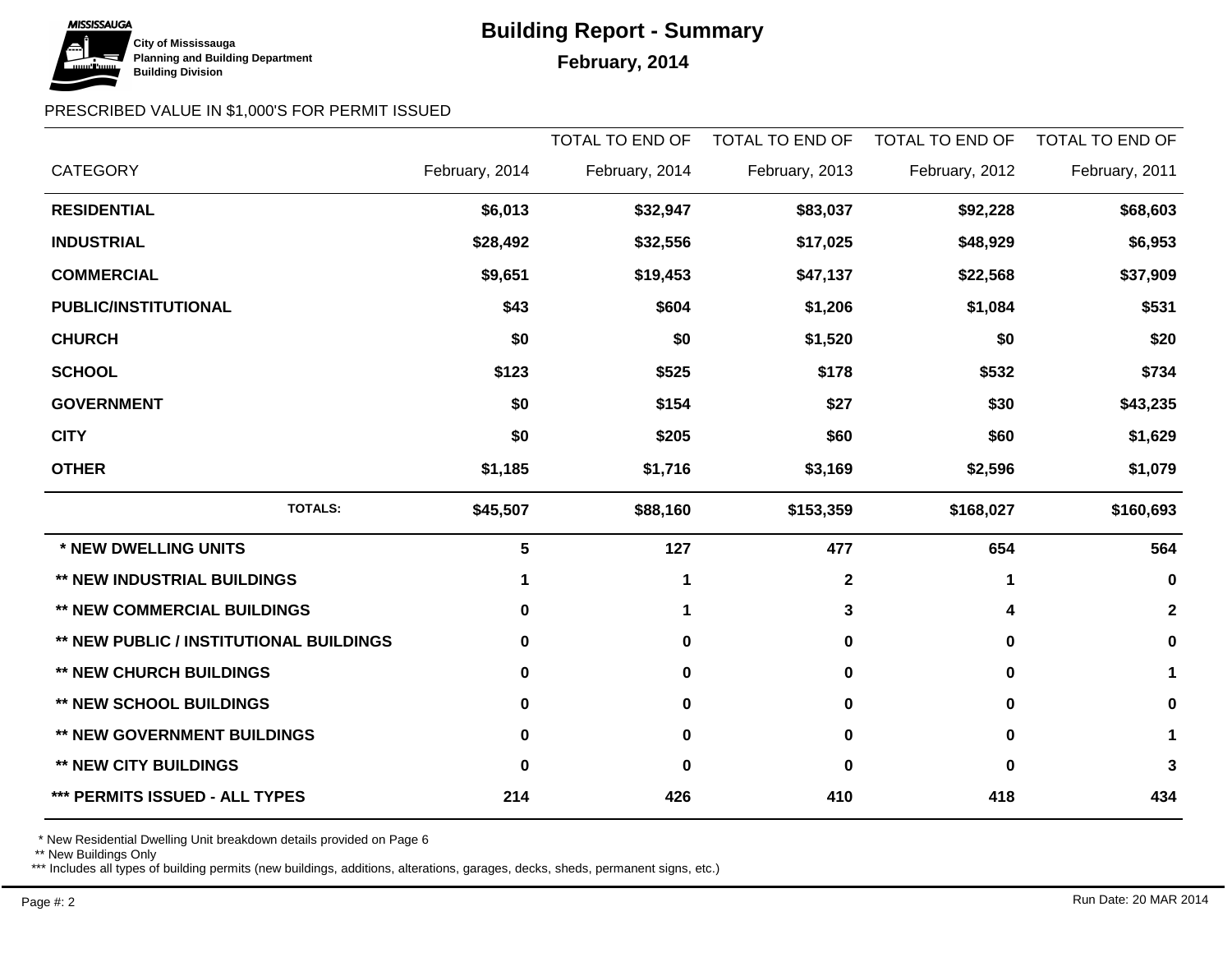MISSISSAUGA

**City of Mississauga**
**Planning and Building Department**
**Building Division**

# Building Report - Summary

## February, 2014

PRESCRIBED VALUE IN $1,000'S FOR PERMIT ISSUED

| CATEGORY | February, 2014 | TOTAL TO END OF February, 2014 | TOTAL TO END OF February, 2013 | TOTAL TO END OF February, 2012 | TOTAL TO END OF February, 2011 |
|---|---|---|---|---|---|
| **RESIDENTIAL** | **$6,013** | **$32,947** | **$83,037** | **$92,228** | **$68,603** |
| **INDUSTRIAL** | **$28,492** | **$32,556** | **$17,025** | **$48,929** | **$6,953** |
| **COMMERCIAL** | **$9,651** | **$19,453** | **$47,137** | **$22,568** | **$37,909** |
| **PUBLIC/INSTITUTIONAL** | **$43** | **$604** | **$1,206** | **$1,084** | **$531** |
| **CHURCH** | **$0** | **$0** | **$1,520** | **$0** | **$20** |
| **SCHOOL** | **$123** | **$525** | **$178** | **$532** | **$734** |
| **GOVERNMENT** | **$0** | **$154** | **$27** | **$30** | **$43,235** |
| **CITY** | **$0** | **$205** | **$60** | **$60** | **$1,629** |
| **OTHER** | **$1,185** | **$1,716** | **$3,169** | **$2,596** | **$1,079** |
| **TOTALS:** | **$45,507** | **$88,160** | **$153,359** | **$168,027** | **$160,693** |
| **\* NEW DWELLING UNITS** | **5** | **127** | **477** | **654** | **564** |
| **\*\* NEW INDUSTRIAL BUILDINGS** | **1** | **1** | **2** | **1** | **0** |
| **\*\* NEW COMMERCIAL BUILDINGS** | **0** | **1** | **3** | **4** | **2** |
| **\*\* NEW PUBLIC / INSTITUTIONAL BUILDINGS** | **0** | **0** | **0** | **0** | **0** |
| **\*\* NEW CHURCH BUILDINGS** | **0** | **0** | **0** | **0** | **1** |
| **\*\* NEW SCHOOL BUILDINGS** | **0** | **0** | **0** | **0** | **0** |
| **\*\* NEW GOVERNMENT BUILDINGS** | **0** | **0** | **0** | **0** | **1** |
| **\*\* NEW CITY BUILDINGS** | **0** | **0** | **0** | **0** | **3** |
| **\*\*\* PERMITS ISSUED - ALL TYPES** | **214** | **426** | **410** | **418** | **434** |

\* New Residential Dwelling Unit breakdown details provided on Page 6
\*\* New Buildings Only
\*\*\* Includes all types of building permits (new buildings, additions, alterations, garages, decks, sheds, permanent signs, etc.)

Run Date: 20 MAR 2014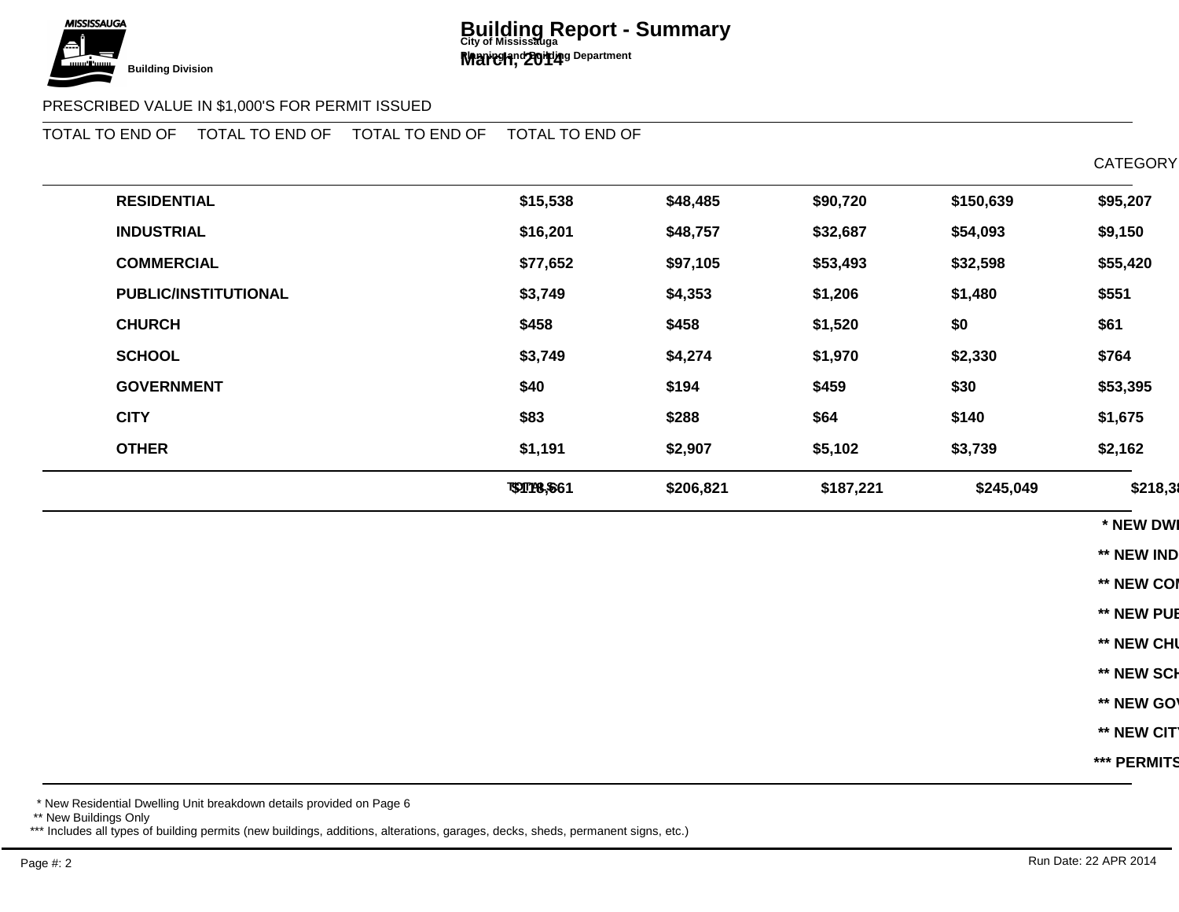# Building Report - Summary

**City of Mississauga**

**Planning and Building Department**

**March, 2014**

**Building Division**

PRESCRIBED VALUE IN $1,000'S FOR PERMIT ISSUED

| CATEGORY | TOTAL TO END OF | TOTAL TO END OF | TOTAL TO END OF | TOTAL TO END OF | |
|---|---|---|---|---|---|
| **RESIDENTIAL** | **$15,538** | **$48,485** | **$90,720** | **$150,639** | **$95,207** |
| **INDUSTRIAL** | **$16,201** | **$48,757** | **$32,687** | **$54,093** | **$9,150** |
| **COMMERCIAL** | **$77,652** | **$97,105** | **$53,493** | **$32,598** | **$55,420** |
| **PUBLIC/INSTITUTIONAL** | **$3,749** | **$4,353** | **$1,206** | **$1,480** | **$551** |
| **CHURCH** | **$458** | **$458** | **$1,520** | **$0** | **$61** |
| **SCHOOL** | **$3,749** | **$4,274** | **$1,970** | **$2,330** | **$764** |
| **GOVERNMENT** | **$40** | **$194** | **$459** | **$30** | **$53,395** |
| **CITY** | **$83** | **$288** | **$64** | **$140** | **$1,675** |
| **OTHER** | **$1,191** | **$2,907** | **$5,102** | **$3,739** | **$2,162** |
| **TOTALS** | **$118,661** | **$206,821** | **$187,221** | **$245,049** | **$218,38** |

**\* NEW DWI**

**\*\* NEW IND**

**\*\* NEW CON**

**\*\* NEW PUB**

**\*\* NEW CHU**

**\*\* NEW SCH**

**\*\* NEW GOV**

**\*\* NEW CITY**

**\*\*\* PERMITS**

\* New Residential Dwelling Unit breakdown details provided on Page 6

\*\* New Buildings Only

\*\*\* Includes all types of building permits (new buildings, additions, alterations, garages, decks, sheds, permanent signs, etc.)

Run Date: 22 APR 2014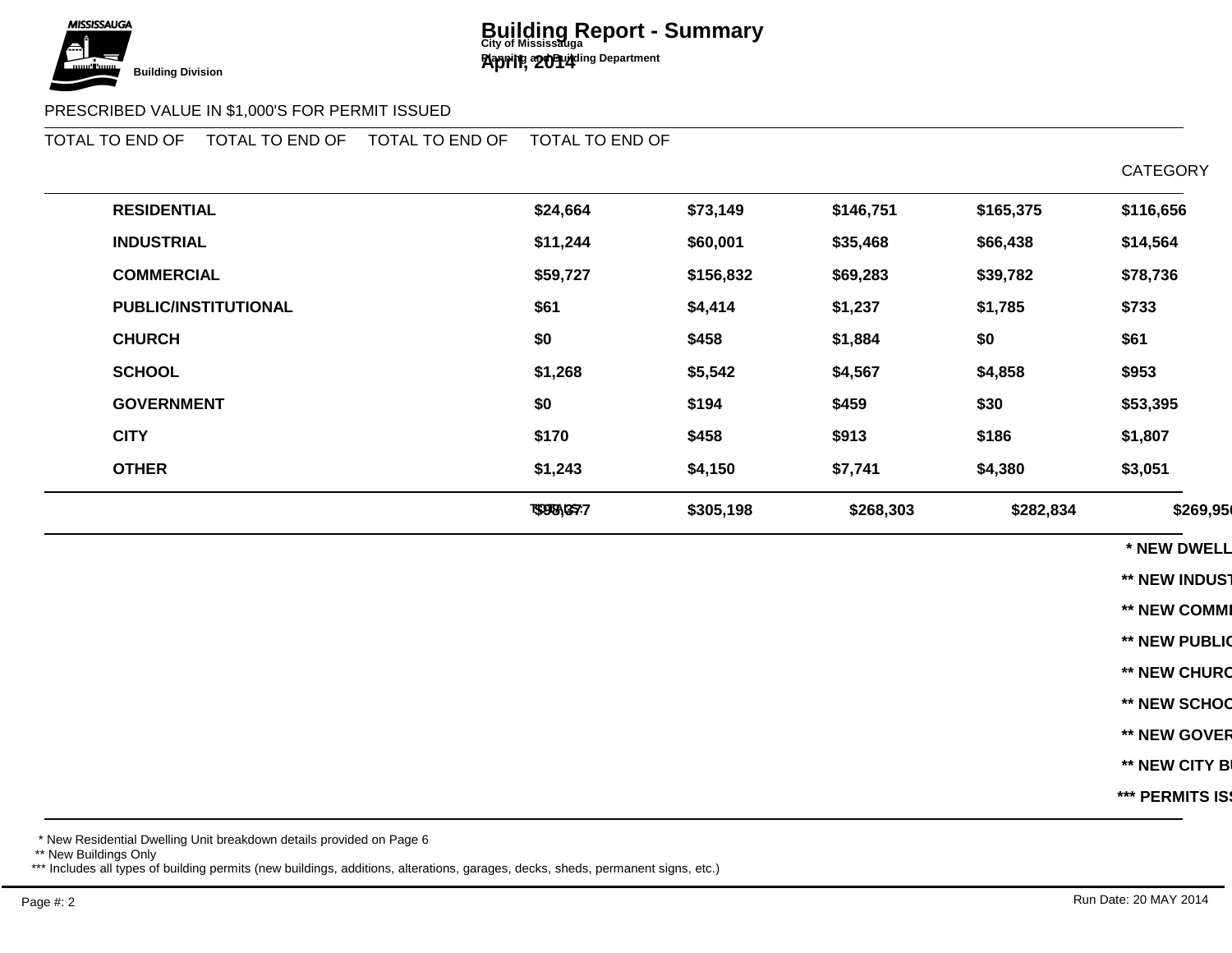# Building Report - Summary

City of Mississauga

Planning and Building Department

April, 2014

Building Division

PRESCRIBED VALUE IN $1,000'S FOR PERMIT ISSUED

| CATEGORY | TOTAL TO END OF | TOTAL TO END OF | TOTAL TO END OF | TOTAL TO END OF | |
|---|---|---|---|---|---|
| **RESIDENTIAL** | **$24,664** | **$73,149** | **$146,751** | **$165,375** | **$116,656** |
| **INDUSTRIAL** | **$11,244** | **$60,001** | **$35,468** | **$66,438** | **$14,564** |
| **COMMERCIAL** | **$59,727** | **$156,832** | **$69,283** | **$39,782** | **$78,736** |
| **PUBLIC/INSTITUTIONAL** | **$61** | **$4,414** | **$1,237** | **$1,785** | **$733** |
| **CHURCH** | **$0** | **$458** | **$1,884** | **$0** | **$61** |
| **SCHOOL** | **$1,268** | **$5,542** | **$4,567** | **$4,858** | **$953** |
| **GOVERNMENT** | **$0** | **$194** | **$459** | **$30** | **$53,395** |
| **CITY** | **$170** | **$458** | **$913** | **$186** | **$1,807** |
| **OTHER** | **$1,243** | **$4,150** | **$7,741** | **$4,380** | **$3,051** |
| **TOTALS** | **$98,377** | **$305,198** | **$268,303** | **$282,834** | **$269,956** |

**\* NEW DWELL**

**\*\* NEW INDUST**

**\*\* NEW COMM**

**\*\* NEW PUBLIC**

**\*\* NEW CHURC**

**\*\* NEW SCHOO**

**\*\* NEW GOVER**

**\*\* NEW CITY B**

**\*\*\* PERMITS IS**

\* New Residential Dwelling Unit breakdown details provided on Page 6

\*\* New Buildings Only

\*\*\* Includes all types of building permits (new buildings, additions, alterations, garages, decks, sheds, permanent signs, etc.)

Run Date: 20 MAY 2014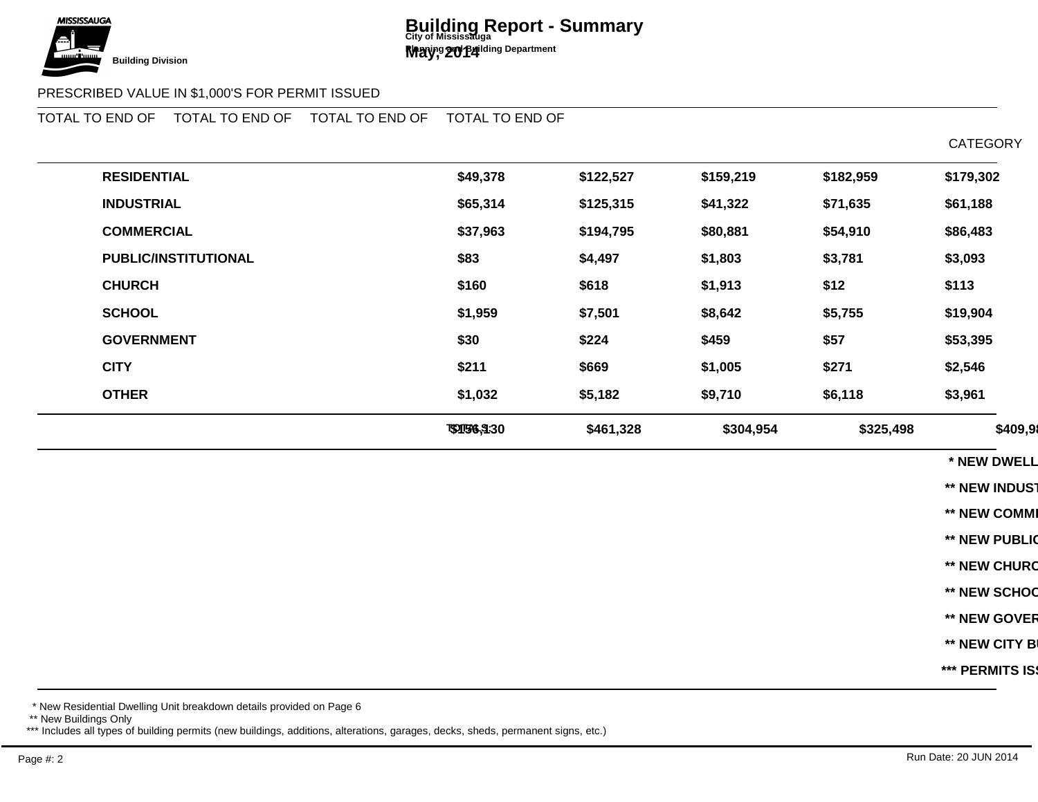# Building Report - Summary

City of Mississauga

Planning and Building Department

May, 2014

Building Division

PRESCRIBED VALUE IN $1,000'S FOR PERMIT ISSUED

| CATEGORY | TOTAL TO END OF | TOTAL TO END OF | TOTAL TO END OF | TOTAL TO END OF | |
|---|---|---|---|---|---|
| **RESIDENTIAL** | **$49,378** | **$122,527** | **$159,219** | **$182,959** | **$179,302** |
| **INDUSTRIAL** | **$65,314** | **$125,315** | **$41,322** | **$71,635** | **$61,188** |
| **COMMERCIAL** | **$37,963** | **$194,795** | **$80,881** | **$54,910** | **$86,483** |
| **PUBLIC/INSTITUTIONAL** | **$83** | **$4,497** | **$1,803** | **$3,781** | **$3,093** |
| **CHURCH** | **$160** | **$618** | **$1,913** | **$12** | **$113** |
| **SCHOOL** | **$1,959** | **$7,501** | **$8,642** | **$5,755** | **$19,904** |
| **GOVERNMENT** | **$30** | **$224** | **$459** | **$57** | **$53,395** |
| **CITY** | **$211** | **$669** | **$1,005** | **$271** | **$2,546** |
| **OTHER** | **$1,032** | **$5,182** | **$9,710** | **$6,118** | **$3,961** |
| **TOTAL** | **$156,130** | **$461,328** | **$304,954** | **$325,498** | **$409,98** |

**\* NEW DWELL**

**\*\* NEW INDUST**

**\*\* NEW COMM**

**\*\* NEW PUBLIC**

**\*\* NEW CHURC**

**\*\* NEW SCHOO**

**\*\* NEW GOVER**

**\*\* NEW CITY B**

**\*\*\* PERMITS IS**

\* New Residential Dwelling Unit breakdown details provided on Page 6

\*\* New Buildings Only

\*\*\* Includes all types of building permits (new buildings, additions, alterations, garages, decks, sheds, permanent signs, etc.)

Run Date: 20 JUN 2014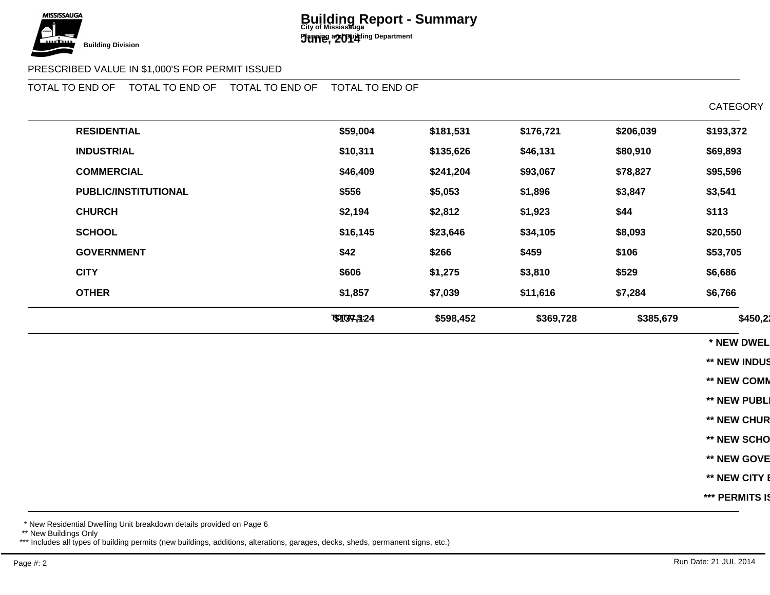# Building Report - Summary

**City of Mississauga**

**Planning and Building Department**

**June, 2014**

**Building Division**

PRESCRIBED VALUE IN $1,000'S FOR PERMIT ISSUED

| | TOTAL TO END OF | TOTAL TO END OF | TOTAL TO END OF | TOTAL TO END OF | CATEGORY |
|---|---|---|---|---|---|
| **RESIDENTIAL** | **$59,004** | **$181,531** | **$176,721** | **$206,039** | **$193,372** |
| **INDUSTRIAL** | **$10,311** | **$135,626** | **$46,131** | **$80,910** | **$69,893** |
| **COMMERCIAL** | **$46,409** | **$241,204** | **$93,067** | **$78,827** | **$95,596** |
| **PUBLIC/INSTITUTIONAL** | **$556** | **$5,053** | **$1,896** | **$3,847** | **$3,541** |
| **CHURCH** | **$2,194** | **$2,812** | **$1,923** | **$44** | **$113** |
| **SCHOOL** | **$16,145** | **$23,646** | **$34,105** | **$8,093** | **$20,550** |
| **GOVERNMENT** | **$42** | **$266** | **$459** | **$106** | **$53,705** |
| **CITY** | **$606** | **$1,275** | **$3,810** | **$529** | **$6,686** |
| **OTHER** | **$1,857** | **$7,039** | **$11,616** | **$7,284** | **$6,766** |
| **TOTALS** | **$137,124** | **$598,452** | **$369,728** | **$385,679** | **$450,2** |

**\* NEW DWEL**

**\*\* NEW INDUS**

**\*\* NEW COMM**

**\*\* NEW PUBL**

**\*\* NEW CHUR**

**\*\* NEW SCHO**

**\*\* NEW GOVE**

**\*\* NEW CITY B**

**\*\*\* PERMITS IS**

\* New Residential Dwelling Unit breakdown details provided on Page 6

\*\* New Buildings Only

\*\*\* Includes all types of building permits (new buildings, additions, alterations, garages, decks, sheds, permanent signs, etc.)

Run Date: 21 JUL 2014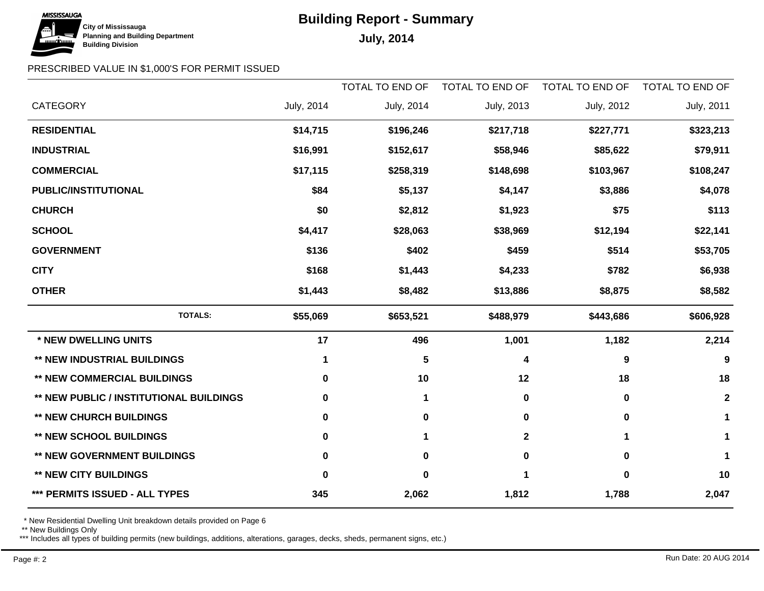**City of Mississauga**
**Planning and Building Department**
**Building Division**

# Building Report - Summary

## July, 2014

PRESCRIBED VALUE IN $1,000'S FOR PERMIT ISSUED

| CATEGORY | July, 2014 | TOTAL TO END OF July, 2014 | TOTAL TO END OF July, 2013 | TOTAL TO END OF July, 2012 | TOTAL TO END OF July, 2011 |
|---|---|---|---|---|---|
| **RESIDENTIAL** | **$14,715** | **$196,246** | **$217,718** | **$227,771** | **$323,213** |
| **INDUSTRIAL** | **$16,991** | **$152,617** | **$58,946** | **$85,622** | **$79,911** |
| **COMMERCIAL** | **$17,115** | **$258,319** | **$148,698** | **$103,967** | **$108,247** |
| **PUBLIC/INSTITUTIONAL** | **$84** | **$5,137** | **$4,147** | **$3,886** | **$4,078** |
| **CHURCH** | **$0** | **$2,812** | **$1,923** | **$75** | **$113** |
| **SCHOOL** | **$4,417** | **$28,063** | **$38,969** | **$12,194** | **$22,141** |
| **GOVERNMENT** | **$136** | **$402** | **$459** | **$514** | **$53,705** |
| **CITY** | **$168** | **$1,443** | **$4,233** | **$782** | **$6,938** |
| **OTHER** | **$1,443** | **$8,482** | **$13,886** | **$8,875** | **$8,582** |
| **TOTALS:** | **$55,069** | **$653,521** | **$488,979** | **$443,686** | **$606,928** |
| **\* NEW DWELLING UNITS** | **17** | **496** | **1,001** | **1,182** | **2,214** |
| **\*\* NEW INDUSTRIAL BUILDINGS** | **1** | **5** | **4** | **9** | **9** |
| **\*\* NEW COMMERCIAL BUILDINGS** | **0** | **10** | **12** | **18** | **18** |
| **\*\* NEW PUBLIC / INSTITUTIONAL BUILDINGS** | **0** | **1** | **0** | **0** | **2** |
| **\*\* NEW CHURCH BUILDINGS** | **0** | **0** | **0** | **0** | **1** |
| **\*\* NEW SCHOOL BUILDINGS** | **0** | **1** | **2** | **1** | **1** |
| **\*\* NEW GOVERNMENT BUILDINGS** | **0** | **0** | **0** | **0** | **1** |
| **\*\* NEW CITY BUILDINGS** | **0** | **0** | **1** | **0** | **10** |
| **\*\*\* PERMITS ISSUED - ALL TYPES** | **345** | **2,062** | **1,812** | **1,788** | **2,047** |

\* New Residential Dwelling Unit breakdown details provided on Page 6

\*\* New Buildings Only

\*\*\* Includes all types of building permits (new buildings, additions, alterations, garages, decks, sheds, permanent signs, etc.)

Run Date: 20 AUG 2014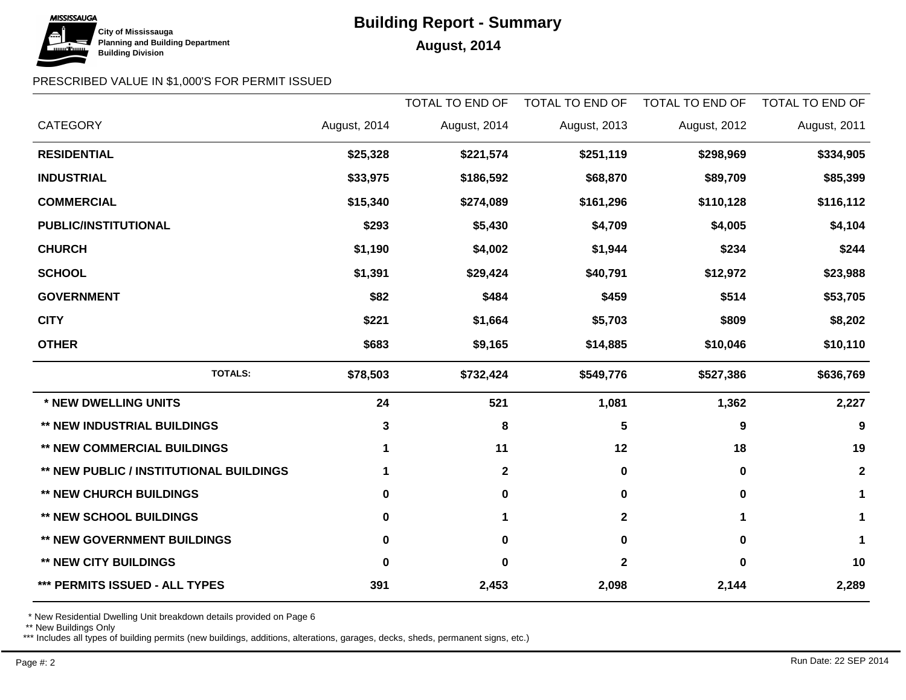MISSISSAUGA

**City of Mississauga**
**Planning and Building Department**
**Building Division**

# Building Report - Summary

## August, 2014

PRESCRIBED VALUE IN $1,000'S FOR PERMIT ISSUED

| CATEGORY | August, 2014 | TOTAL TO END OF August, 2014 | TOTAL TO END OF August, 2013 | TOTAL TO END OF August, 2012 | TOTAL TO END OF August, 2011 |
|---|---|---|---|---|---|
| **RESIDENTIAL** | **$25,328** | **$221,574** | **$251,119** | **$298,969** | **$334,905** |
| **INDUSTRIAL** | **$33,975** | **$186,592** | **$68,870** | **$89,709** | **$85,399** |
| **COMMERCIAL** | **$15,340** | **$274,089** | **$161,296** | **$110,128** | **$116,112** |
| **PUBLIC/INSTITUTIONAL** | **$293** | **$5,430** | **$4,709** | **$4,005** | **$4,104** |
| **CHURCH** | **$1,190** | **$4,002** | **$1,944** | **$234** | **$244** |
| **SCHOOL** | **$1,391** | **$29,424** | **$40,791** | **$12,972** | **$23,988** |
| **GOVERNMENT** | **$82** | **$484** | **$459** | **$514** | **$53,705** |
| **CITY** | **$221** | **$1,664** | **$5,703** | **$809** | **$8,202** |
| **OTHER** | **$683** | **$9,165** | **$14,885** | **$10,046** | **$10,110** |
| **TOTALS:** | **$78,503** | **$732,424** | **$549,776** | **$527,386** | **$636,769** |
| *** NEW DWELLING UNITS** | **24** | **521** | **1,081** | **1,362** | **2,227** |
| **** NEW INDUSTRIAL BUILDINGS** | **3** | **8** | **5** | **9** | **9** |
| **** NEW COMMERCIAL BUILDINGS** | **1** | **11** | **12** | **18** | **19** |
| **** NEW PUBLIC / INSTITUTIONAL BUILDINGS** | **1** | **2** | **0** | **0** | **2** |
| **** NEW CHURCH BUILDINGS** | **0** | **0** | **0** | **0** | **1** |
| **** NEW SCHOOL BUILDINGS** | **0** | **1** | **2** | **1** | **1** |
| **** NEW GOVERNMENT BUILDINGS** | **0** | **0** | **0** | **0** | **1** |
| **** NEW CITY BUILDINGS** | **0** | **0** | **2** | **0** | **10** |
| ***** PERMITS ISSUED - ALL TYPES** | **391** | **2,453** | **2,098** | **2,144** | **2,289** |

\* New Residential Dwelling Unit breakdown details provided on Page 6

\** New Buildings Only

\*** Includes all types of building permits (new buildings, additions, alterations, garages, decks, sheds, permanent signs, etc.)

Run Date: 22 SEP 2014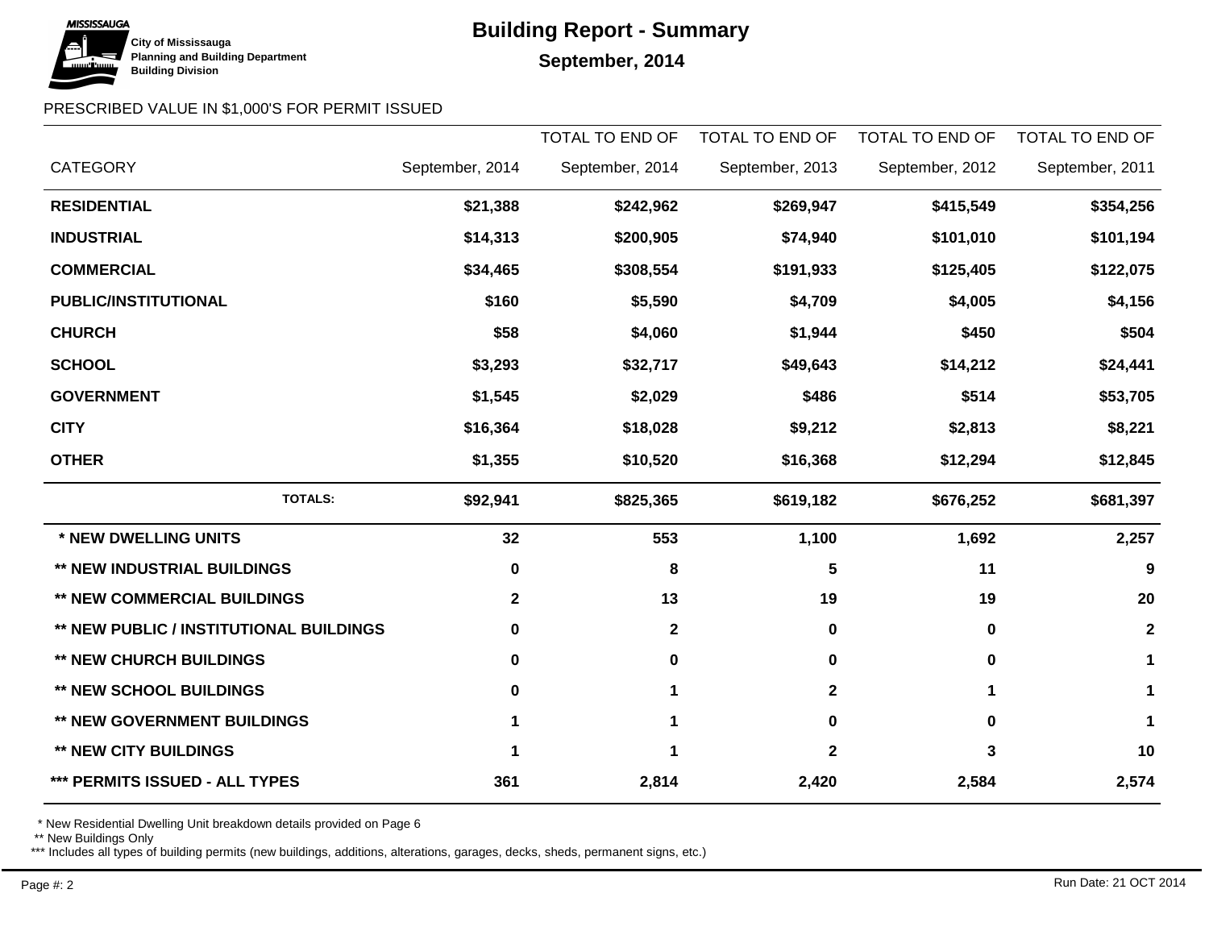MISSISSAUGA

City of Mississauga
Planning and Building Department
Building Division

# Building Report - Summary

## September, 2014

PRESCRIBED VALUE IN $1,000'S FOR PERMIT ISSUED

| CATEGORY | September, 2014 | TOTAL TO END OF September, 2014 | TOTAL TO END OF September, 2013 | TOTAL TO END OF September, 2012 | TOTAL TO END OF September, 2011 |
|---|---|---|---|---|---|
| **RESIDENTIAL** | **$21,388** | **$242,962** | **$269,947** | **$415,549** | **$354,256** |
| **INDUSTRIAL** | **$14,313** | **$200,905** | **$74,940** | **$101,010** | **$101,194** |
| **COMMERCIAL** | **$34,465** | **$308,554** | **$191,933** | **$125,405** | **$122,075** |
| **PUBLIC/INSTITUTIONAL** | **$160** | **$5,590** | **$4,709** | **$4,005** | **$4,156** |
| **CHURCH** | **$58** | **$4,060** | **$1,944** | **$450** | **$504** |
| **SCHOOL** | **$3,293** | **$32,717** | **$49,643** | **$14,212** | **$24,441** |
| **GOVERNMENT** | **$1,545** | **$2,029** | **$486** | **$514** | **$53,705** |
| **CITY** | **$16,364** | **$18,028** | **$9,212** | **$2,813** | **$8,221** |
| **OTHER** | **$1,355** | **$10,520** | **$16,368** | **$12,294** | **$12,845** |
| **TOTALS:** | **$92,941** | **$825,365** | **$619,182** | **$676,252** | **$681,397** |
| **\* NEW DWELLING UNITS** | **32** | **553** | **1,100** | **1,692** | **2,257** |
| **\*\* NEW INDUSTRIAL BUILDINGS** | **0** | **8** | **5** | **11** | **9** |
| **\*\* NEW COMMERCIAL BUILDINGS** | **2** | **13** | **19** | **19** | **20** |
| **\*\* NEW PUBLIC / INSTITUTIONAL BUILDINGS** | **0** | **2** | **0** | **0** | **2** |
| **\*\* NEW CHURCH BUILDINGS** | **0** | **0** | **0** | **0** | **1** |
| **\*\* NEW SCHOOL BUILDINGS** | **0** | **1** | **2** | **1** | **1** |
| **\*\* NEW GOVERNMENT BUILDINGS** | **1** | **1** | **0** | **0** | **1** |
| **\*\* NEW CITY BUILDINGS** | **1** | **1** | **2** | **3** | **10** |
| **\*\*\* PERMITS ISSUED - ALL TYPES** | **361** | **2,814** | **2,420** | **2,584** | **2,574** |

\* New Residential Dwelling Unit breakdown details provided on Page 6

\*\* New Buildings Only

\*\*\* Includes all types of building permits (new buildings, additions, alterations, garages, decks, sheds, permanent signs, etc.)

Run Date: 21 OCT 2014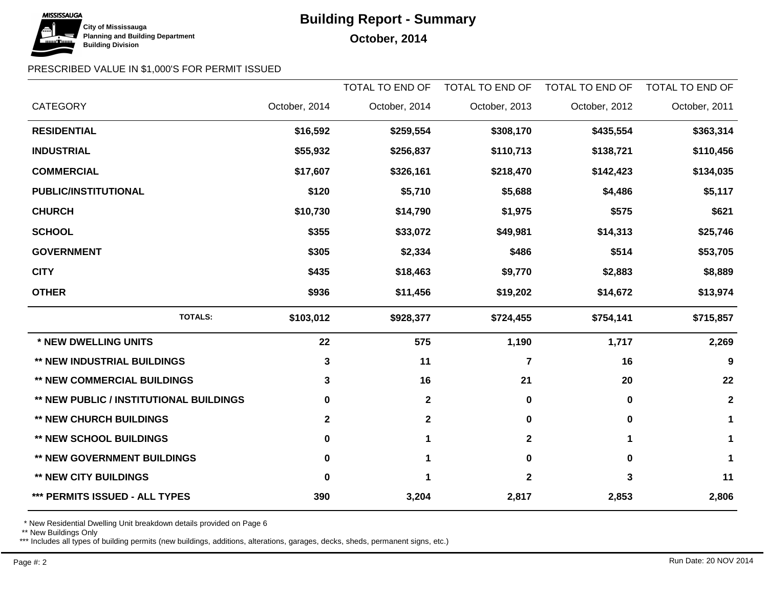City of Mississauga
Planning and Building Department
Building Division

# Building Report - Summary

## October, 2014

PRESCRIBED VALUE IN $1,000'S FOR PERMIT ISSUED

| CATEGORY | October, 2014 | TOTAL TO END OF October, 2014 | TOTAL TO END OF October, 2013 | TOTAL TO END OF October, 2012 | TOTAL TO END OF October, 2011 |
|---|---|---|---|---|---|
| **RESIDENTIAL** | **$16,592** | **$259,554** | **$308,170** | **$435,554** | **$363,314** |
| **INDUSTRIAL** | **$55,932** | **$256,837** | **$110,713** | **$138,721** | **$110,456** |
| **COMMERCIAL** | **$17,607** | **$326,161** | **$218,470** | **$142,423** | **$134,035** |
| **PUBLIC/INSTITUTIONAL** | **$120** | **$5,710** | **$5,688** | **$4,486** | **$5,117** |
| **CHURCH** | **$10,730** | **$14,790** | **$1,975** | **$575** | **$621** |
| **SCHOOL** | **$355** | **$33,072** | **$49,981** | **$14,313** | **$25,746** |
| **GOVERNMENT** | **$305** | **$2,334** | **$486** | **$514** | **$53,705** |
| **CITY** | **$435** | **$18,463** | **$9,770** | **$2,883** | **$8,889** |
| **OTHER** | **$936** | **$11,456** | **$19,202** | **$14,672** | **$13,974** |
| **TOTALS:** | **$103,012** | **$928,377** | **$724,455** | **$754,141** | **$715,857** |
| **\* NEW DWELLING UNITS** | **22** | **575** | **1,190** | **1,717** | **2,269** |
| **\*\* NEW INDUSTRIAL BUILDINGS** | **3** | **11** | **7** | **16** | **9** |
| **\*\* NEW COMMERCIAL BUILDINGS** | **3** | **16** | **21** | **20** | **22** |
| **\*\* NEW PUBLIC / INSTITUTIONAL BUILDINGS** | **0** | **2** | **0** | **0** | **2** |
| **\*\* NEW CHURCH BUILDINGS** | **2** | **2** | **0** | **0** | **1** |
| **\*\* NEW SCHOOL BUILDINGS** | **0** | **1** | **2** | **1** | **1** |
| **\*\* NEW GOVERNMENT BUILDINGS** | **0** | **1** | **0** | **0** | **1** |
| **\*\* NEW CITY BUILDINGS** | **0** | **1** | **2** | **3** | **11** |
| **\*\*\* PERMITS ISSUED - ALL TYPES** | **390** | **3,204** | **2,817** | **2,853** | **2,806** |

\* New Residential Dwelling Unit breakdown details provided on Page 6
\*\* New Buildings Only
\*\*\* Includes all types of building permits (new buildings, additions, alterations, garages, decks, sheds, permanent signs, etc.)

Run Date: 20 NOV 2014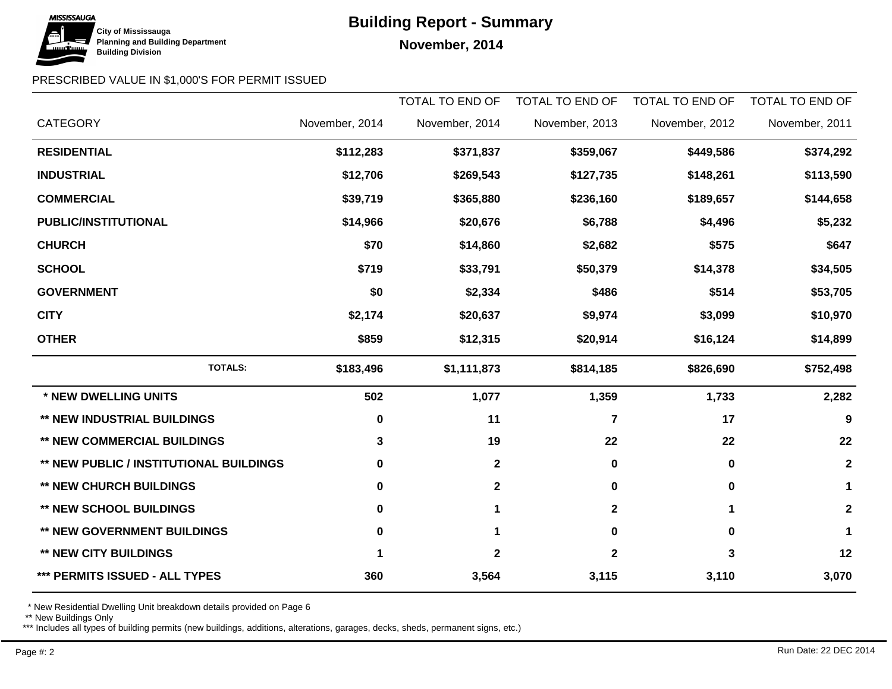City of Mississauga
Planning and Building Department
Building Division

# Building Report - Summary

## November, 2014

PRESCRIBED VALUE IN $1,000'S FOR PERMIT ISSUED

| CATEGORY | November, 2014 | TOTAL TO END OF November, 2014 | TOTAL TO END OF November, 2013 | TOTAL TO END OF November, 2012 | TOTAL TO END OF November, 2011 |
|---|---|---|---|---|---|
| **RESIDENTIAL** | **$112,283** | **$371,837** | **$359,067** | **$449,586** | **$374,292** |
| **INDUSTRIAL** | **$12,706** | **$269,543** | **$127,735** | **$148,261** | **$113,590** |
| **COMMERCIAL** | **$39,719** | **$365,880** | **$236,160** | **$189,657** | **$144,658** |
| **PUBLIC/INSTITUTIONAL** | **$14,966** | **$20,676** | **$6,788** | **$4,496** | **$5,232** |
| **CHURCH** | **$70** | **$14,860** | **$2,682** | **$575** | **$647** |
| **SCHOOL** | **$719** | **$33,791** | **$50,379** | **$14,378** | **$34,505** |
| **GOVERNMENT** | **$0** | **$2,334** | **$486** | **$514** | **$53,705** |
| **CITY** | **$2,174** | **$20,637** | **$9,974** | **$3,099** | **$10,970** |
| **OTHER** | **$859** | **$12,315** | **$20,914** | **$16,124** | **$14,899** |
| **TOTALS:** | **$183,496** | **$1,111,873** | **$814,185** | **$826,690** | **$752,498** |
| **\* NEW DWELLING UNITS** | **502** | **1,077** | **1,359** | **1,733** | **2,282** |
| **\*\* NEW INDUSTRIAL BUILDINGS** | **0** | **11** | **7** | **17** | **9** |
| **\*\* NEW COMMERCIAL BUILDINGS** | **3** | **19** | **22** | **22** | **22** |
| **\*\* NEW PUBLIC / INSTITUTIONAL BUILDINGS** | **0** | **2** | **0** | **0** | **2** |
| **\*\* NEW CHURCH BUILDINGS** | **0** | **2** | **0** | **0** | **1** |
| **\*\* NEW SCHOOL BUILDINGS** | **0** | **1** | **2** | **1** | **2** |
| **\*\* NEW GOVERNMENT BUILDINGS** | **0** | **1** | **0** | **0** | **1** |
| **\*\* NEW CITY BUILDINGS** | **1** | **2** | **2** | **3** | **12** |
| **\*\*\* PERMITS ISSUED - ALL TYPES** | **360** | **3,564** | **3,115** | **3,110** | **3,070** |

\* New Residential Dwelling Unit breakdown details provided on Page 6
\*\* New Buildings Only
\*\*\* Includes all types of building permits (new buildings, additions, alterations, garages, decks, sheds, permanent signs, etc.)

Run Date: 22 DEC 2014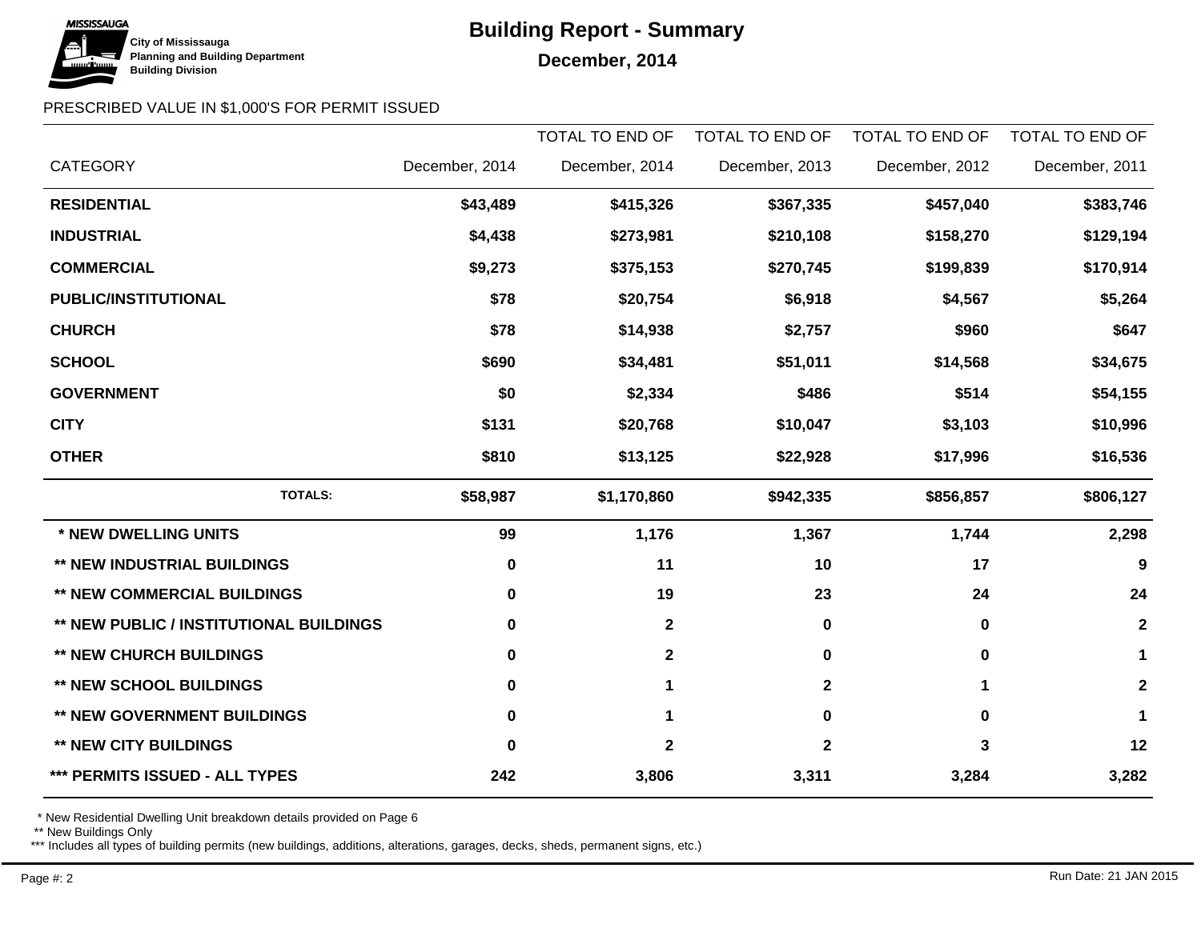MISSISSAUGA

City of Mississauga
Planning and Building Department
Building Division

# Building Report - Summary

## December, 2014

PRESCRIBED VALUE IN $1,000'S FOR PERMIT ISSUED

| CATEGORY | December, 2014 | TOTAL TO END OF December, 2014 | TOTAL TO END OF December, 2013 | TOTAL TO END OF December, 2012 | TOTAL TO END OF December, 2011 |
|---|---|---|---|---|---|
| **RESIDENTIAL** | **$43,489** | **$415,326** | **$367,335** | **$457,040** | **$383,746** |
| **INDUSTRIAL** | **$4,438** | **$273,981** | **$210,108** | **$158,270** | **$129,194** |
| **COMMERCIAL** | **$9,273** | **$375,153** | **$270,745** | **$199,839** | **$170,914** |
| **PUBLIC/INSTITUTIONAL** | **$78** | **$20,754** | **$6,918** | **$4,567** | **$5,264** |
| **CHURCH** | **$78** | **$14,938** | **$2,757** | **$960** | **$647** |
| **SCHOOL** | **$690** | **$34,481** | **$51,011** | **$14,568** | **$34,675** |
| **GOVERNMENT** | **$0** | **$2,334** | **$486** | **$514** | **$54,155** |
| **CITY** | **$131** | **$20,768** | **$10,047** | **$3,103** | **$10,996** |
| **OTHER** | **$810** | **$13,125** | **$22,928** | **$17,996** | **$16,536** |
| **TOTALS:** | **$58,987** | **$1,170,860** | **$942,335** | **$856,857** | **$806,127** |
| **\* NEW DWELLING UNITS** | **99** | **1,176** | **1,367** | **1,744** | **2,298** |
| **\*\* NEW INDUSTRIAL BUILDINGS** | **0** | **11** | **10** | **17** | **9** |
| **\*\* NEW COMMERCIAL BUILDINGS** | **0** | **19** | **23** | **24** | **24** |
| **\*\* NEW PUBLIC / INSTITUTIONAL BUILDINGS** | **0** | **2** | **0** | **0** | **2** |
| **\*\* NEW CHURCH BUILDINGS** | **0** | **2** | **0** | **0** | **1** |
| **\*\* NEW SCHOOL BUILDINGS** | **0** | **1** | **2** | **1** | **2** |
| **\*\* NEW GOVERNMENT BUILDINGS** | **0** | **1** | **0** | **0** | **1** |
| **\*\* NEW CITY BUILDINGS** | **0** | **2** | **2** | **3** | **12** |
| **\*\*\* PERMITS ISSUED - ALL TYPES** | **242** | **3,806** | **3,311** | **3,284** | **3,282** |

\* New Residential Dwelling Unit breakdown details provided on Page 6

\*\* New Buildings Only

\*\*\* Includes all types of building permits (new buildings, additions, alterations, garages, decks, sheds, permanent signs, etc.)

Run Date: 21 JAN 2015